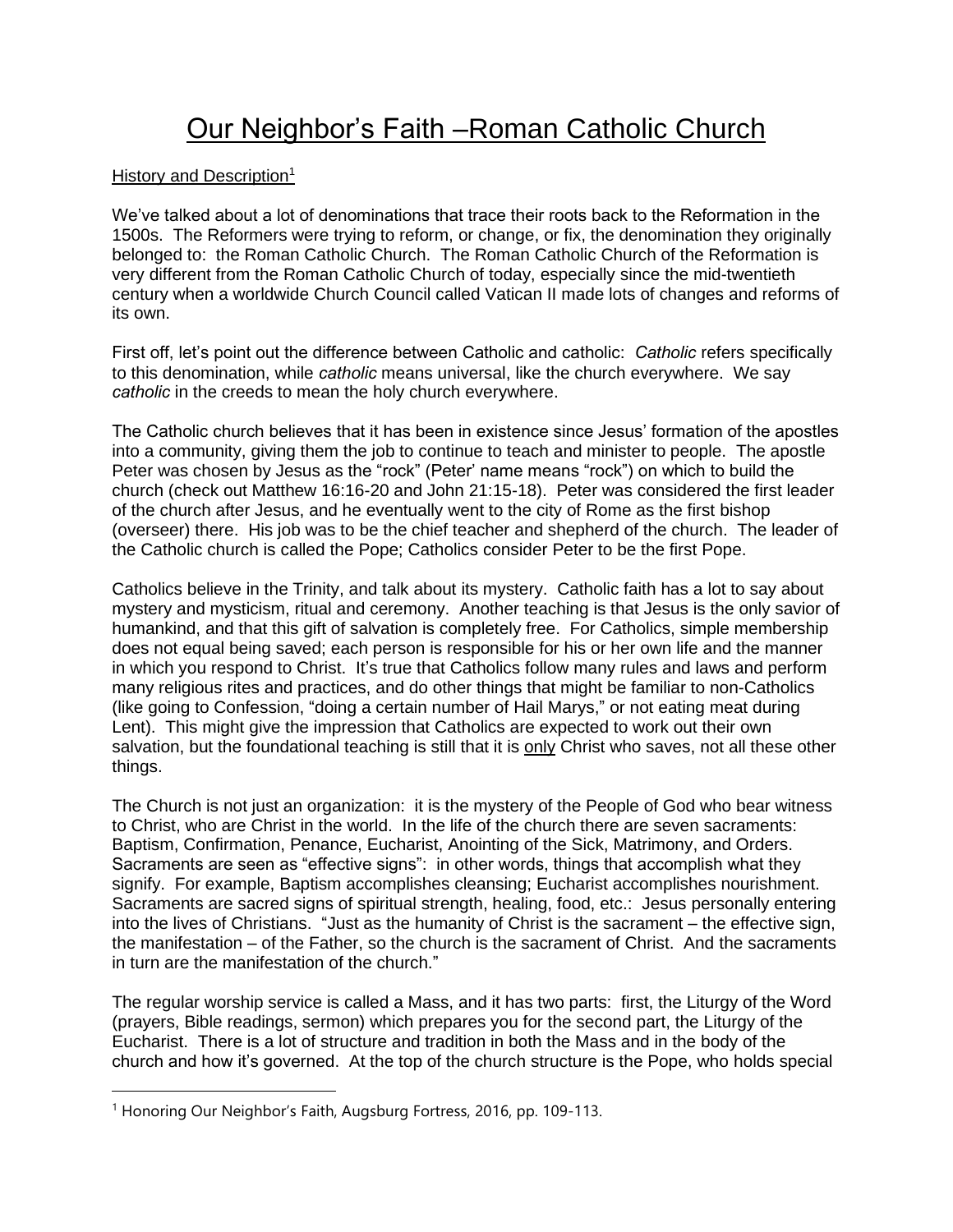# Our Neighbor's Faith –Roman Catholic Church

History and Description[1]

We've talked about a lot of denominations that trace their roots back to the Reformation in the 1500s. The Reformers were trying to reform, or change, or fix, the denomination they originally belonged to: the Roman Catholic Church. The Roman Catholic Church of the Reformation is very different from the Roman Catholic Church of today, especially since the mid-twentieth century when a worldwide Church Council called Vatican II made lots of changes and reforms of its own.

First off, let's point out the difference between Catholic and catholic: *Catholic* refers specifically to this denomination, while *catholic* means universal, like the church everywhere. We say *catholic* in the creeds to mean the holy church everywhere.

The Catholic church believes that it has been in existence since Jesus' formation of the apostles into a community, giving them the job to continue to teach and minister to people. The apostle Peter was chosen by Jesus as the "rock" (Peter' name means "rock") on which to build the church (check out Matthew 16:16-20 and John 21:15-18). Peter was considered the first leader of the church after Jesus, and he eventually went to the city of Rome as the first bishop (overseer) there. His job was to be the chief teacher and shepherd of the church. The leader of the Catholic church is called the Pope; Catholics consider Peter to be the first Pope.

Catholics believe in the Trinity, and talk about its mystery. Catholic faith has a lot to say about mystery and mysticism, ritual and ceremony. Another teaching is that Jesus is the only savior of humankind, and that this gift of salvation is completely free. For Catholics, simple membership does not equal being saved; each person is responsible for his or her own life and the manner in which you respond to Christ. It's true that Catholics follow many rules and laws and perform many religious rites and practices, and do other things that might be familiar to non-Catholics (like going to Confession, "doing a certain number of Hail Marys," or not eating meat during Lent). This might give the impression that Catholics are expected to work out their own salvation, but the foundational teaching is still that it is <u>only</u> Christ who saves, not all these other things.

The Church is not just an organization: it is the mystery of the People of God who bear witness to Christ, who are Christ in the world. In the life of the church there are seven sacraments: Baptism, Confirmation, Penance, Eucharist, Anointing of the Sick, Matrimony, and Orders. Sacraments are seen as "effective signs": in other words, things that accomplish what they signify. For example, Baptism accomplishes cleansing; Eucharist accomplishes nourishment. Sacraments are sacred signs of spiritual strength, healing, food, etc.: Jesus personally entering into the lives of Christians. "Just as the humanity of Christ is the sacrament – the effective sign, the manifestation – of the Father, so the church is the sacrament of Christ. And the sacraments in turn are the manifestation of the church."

The regular worship service is called a Mass, and it has two parts: first, the Liturgy of the Word (prayers, Bible readings, sermon) which prepares you for the second part, the Liturgy of the Eucharist. There is a lot of structure and tradition in both the Mass and in the body of the church and how it's governed. At the top of the church structure is the Pope, who holds special

[1] Honoring Our Neighbor's Faith, Augsburg Fortress, 2016, pp. 109-113.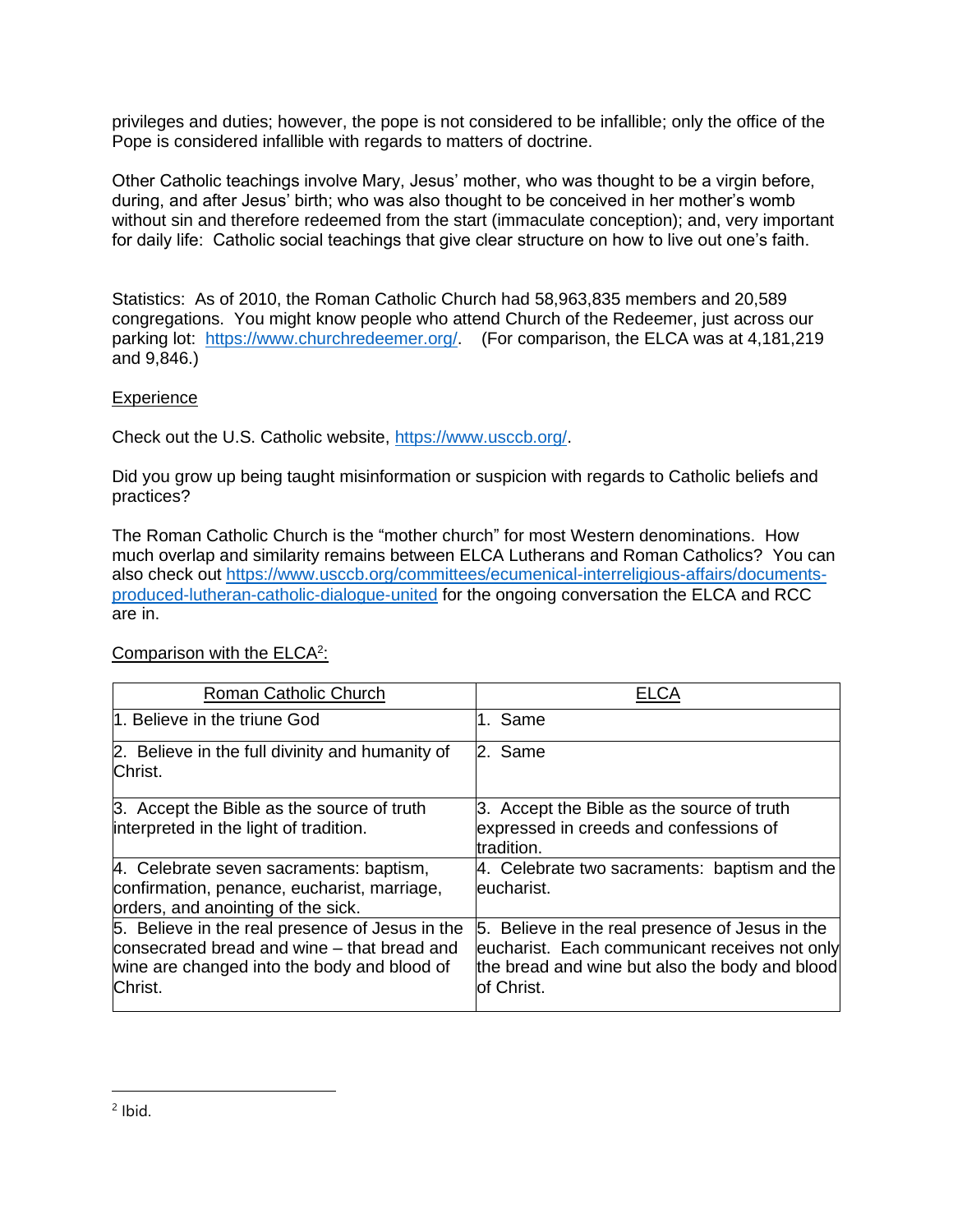privileges and duties; however, the pope is not considered to be infallible; only the office of the Pope is considered infallible with regards to matters of doctrine.

Other Catholic teachings involve Mary, Jesus' mother, who was thought to be a virgin before, during, and after Jesus' birth; who was also thought to be conceived in her mother's womb without sin and therefore redeemed from the start (immaculate conception); and, very important for daily life: Catholic social teachings that give clear structure on how to live out one's faith.

Statistics: As of 2010, the Roman Catholic Church had 58,963,835 members and 20,589 congregations. You might know people who attend Church of the Redeemer, just across our parking lot: [https://www.churchredeemer.org/](https://www.churchredeemer.org/). (For comparison, the ELCA was at 4,181,219 and 9,846.)

<u>Experience</u>

Check out the U.S. Catholic website, [https://www.usccb.org/](https://www.usccb.org/).

Did you grow up being taught misinformation or suspicion with regards to Catholic beliefs and practices?

The Roman Catholic Church is the "mother church" for most Western denominations. How much overlap and similarity remains between ELCA Lutherans and Roman Catholics? You can also check out [https://www.usccb.org/committees/ecumenical-interreligious-affairs/documents-produced-lutheran-catholic-dialogue-united](https://www.usccb.org/committees/ecumenical-interreligious-affairs/documents-produced-lutheran-catholic-dialogue-united) for the ongoing conversation the ELCA and RCC are in.

<u>Comparison with the ELCA[2]:</u>

| Roman Catholic Church | ELCA |
|---|---|
| 1. Believe in the triune God | 1. Same |
| 2. Believe in the full divinity and humanity of Christ. | 2. Same |
| 3. Accept the Bible as the source of truth interpreted in the light of tradition. | 3. Accept the Bible as the source of truth expressed in creeds and confessions of tradition. |
| 4. Celebrate seven sacraments: baptism, confirmation, penance, eucharist, marriage, orders, and anointing of the sick. | 4. Celebrate two sacraments: baptism and the eucharist. |
| 5. Believe in the real presence of Jesus in the consecrated bread and wine – that bread and wine are changed into the body and blood of Christ. | 5. Believe in the real presence of Jesus in the eucharist. Each communicant receives not only the bread and wine but also the body and blood of Christ. |

[2] Ibid.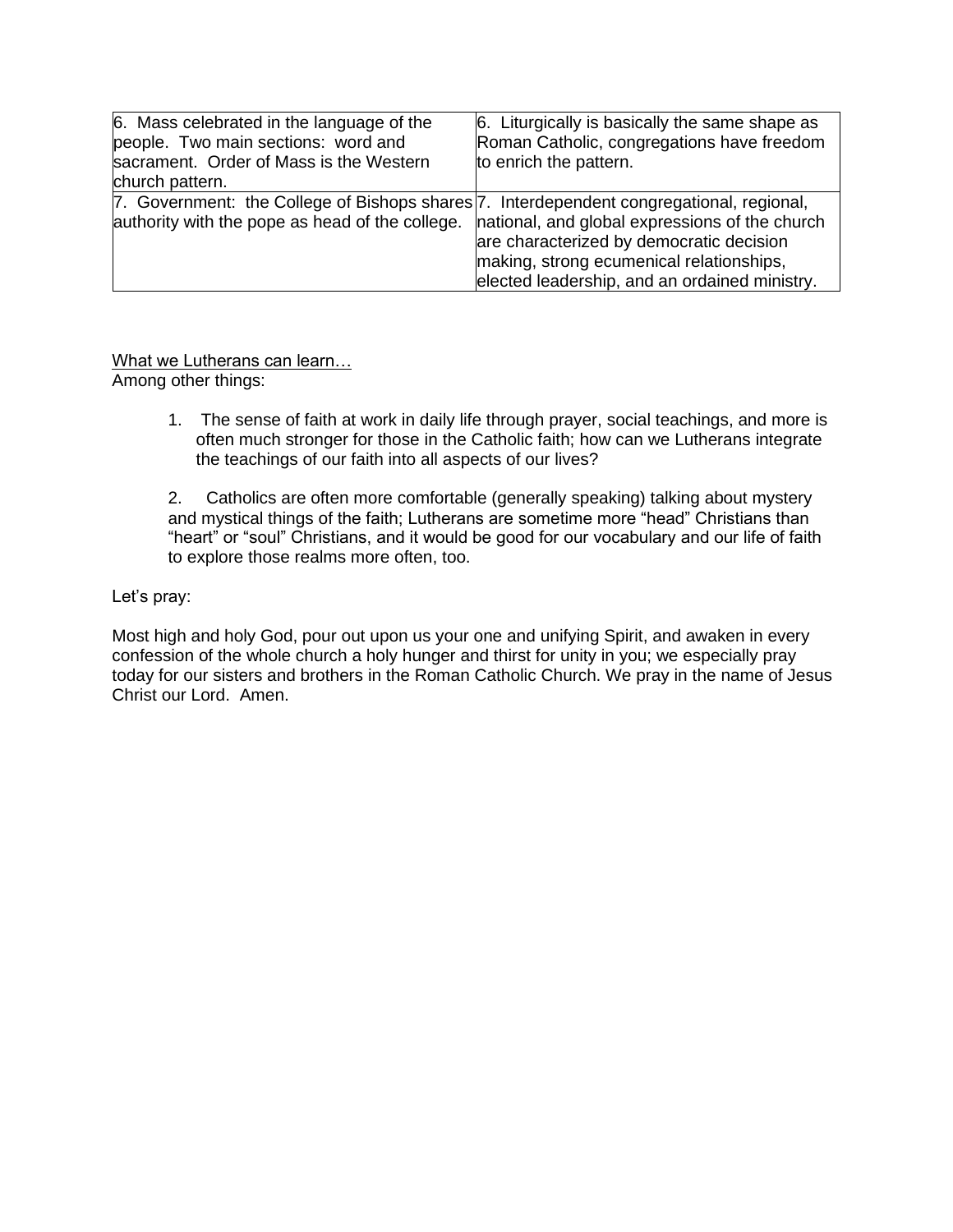| | |
|---|---|
| 6. Mass celebrated in the language of the people. Two main sections: word and sacrament. Order of Mass is the Western church pattern. | 6. Liturgically is basically the same shape as Roman Catholic, congregations have freedom to enrich the pattern. |
| 7. Government: the College of Bishops shares authority with the pope as head of the college. | 7. Interdependent congregational, regional, national, and global expressions of the church are characterized by democratic decision making, strong ecumenical relationships, elected leadership, and an ordained ministry. |

<u>What we Lutherans can learn…</u>
Among other things:

1. The sense of faith at work in daily life through prayer, social teachings, and more is often much stronger for those in the Catholic faith; how can we Lutherans integrate the teachings of our faith into all aspects of our lives?

2. Catholics are often more comfortable (generally speaking) talking about mystery and mystical things of the faith; Lutherans are sometime more "head" Christians than "heart" or "soul" Christians, and it would be good for our vocabulary and our life of faith to explore those realms more often, too.

Let's pray:

Most high and holy God, pour out upon us your one and unifying Spirit, and awaken in every confession of the whole church a holy hunger and thirst for unity in you; we especially pray today for our sisters and brothers in the Roman Catholic Church. We pray in the name of Jesus Christ our Lord. Amen.